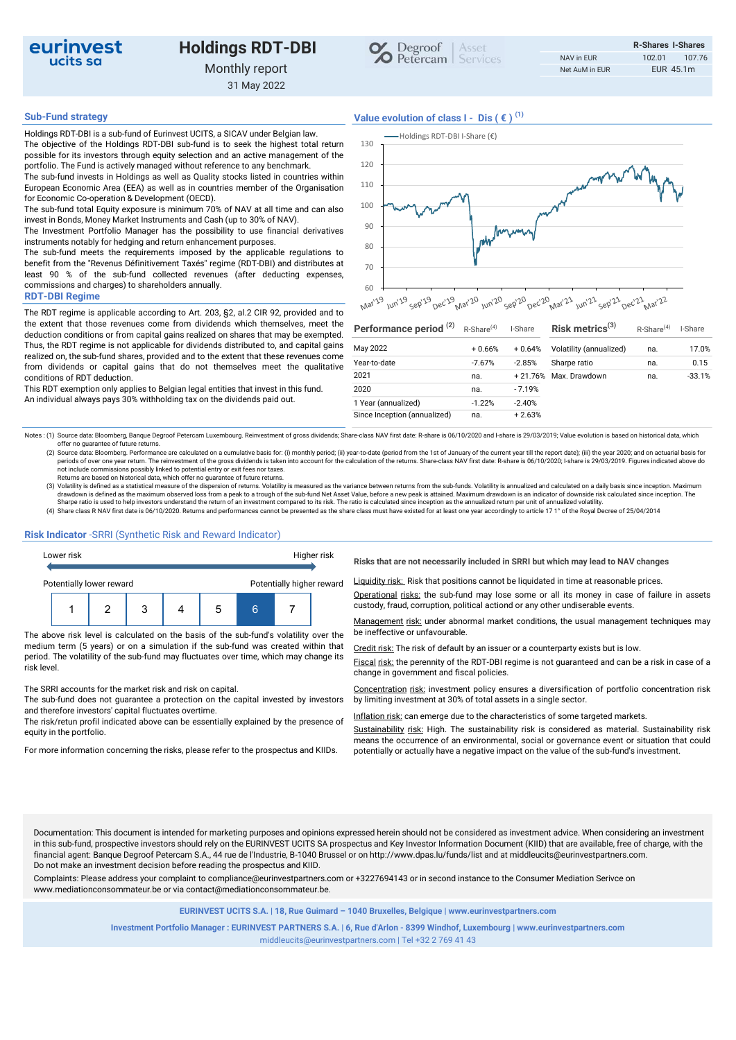# Holdings RDT-DBI

Monthly report

31 May 2022

|  | R-Shares | I-Shares |
|---|---|---|
| NAV in EUR | 102.01 | 107.76 |
| Net AuM in EUR | EUR 45.1m | |

## Sub-Fund strategy

Holdings RDT-DBI is a sub-fund of Eurinvest UCITS, a SICAV under Belgian law.

The objective of the Holdings RDT-DBI sub-fund is to seek the highest total return possible for its investors through equity selection and an active management of the portfolio. The Fund is actively managed without reference to any benchmark.

The sub-fund invests in Holdings as well as Quality stocks listed in countries within European Economic Area (EEA) as well as in countries member of the Organisation for Economic Co-operation & Development (OECD).

The sub-fund total Equity exposure is minimum 70% of NAV at all time and can also invest in Bonds, Money Market Instruments and Cash (up to 30% of NAV).

The Investment Portfolio Manager has the possibility to use financial derivatives instruments notably for hedging and return enhancement purposes.

The sub-fund meets the requirements imposed by the applicable regulations to benefit from the "Revenus Définitivement Taxés" regime (RDT-DBI) and distributes at least 90 % of the sub-fund collected revenues (after deducting expenses, commissions and charges) to shareholders annually.

## RDT-DBI Regime

The RDT regime is applicable according to Art. 203, §2, al.2 CIR 92, provided and to the extent that those revenues come from dividends which themselves, meet the deduction conditions or from capital gains realized on shares that may be exempted. Thus, the RDT regime is not applicable for dividends distributed to, and capital gains realized on, the sub-fund shares, provided and to the extent that these revenues come from dividends or capital gains that do not themselves meet the qualitative conditions of RDT deduction.

This RDT exemption only applies to Belgian legal entities that invest in this fund.

An individual always pays 30% withholding tax on the dividends paid out.

## Value evolution of class I - Dis ( € ) [1]

| Performance period [2] | R-Share[4] | I-Share |
|---|---|---|
| May 2022 | + 0.66% | + 0.64% |
| Year-to-date | -7.67% | -2.85% |
| 2021 | na. | + 21.76% |
| 2020 | na. | - 7.19% |
| 1 Year (annualized) | -1.22% | -2.40% |
| Since Inception (annualized) | na. | + 2.63% |

| Risk metrics[3] | R-Share[4] | I-Share |
|---|---|---|
| Volatility (annualized) | na. | 17.0% |
| Sharpe ratio | na. | 0.15 |
| Max. Drawdown | na. | -33.1% |

Notes : (1) Source data: Bloomberg, Banque Degroof Petercam Luxembourg. Reinvestment of gross dividends; Share-class NAV first date: R-share is 06/10/2020 and I-share is 29/03/2019; Value evolution is based on historical data, which offer no guarantee of future returns.

(2) Source data: Bloomberg. Performance are calculated on a cumulative basis for: (i) monthly period; (ii) year-to-date (period from the 1st of January of the current year till the report date); (iii) the year 2020; and on actuarial basis for periods of over one year return. The reinvestment of the gross dividends is taken into account for the calculation of the returns. Share-class NAV first date: R-share is 06/10/2020; I-share is 29/03/2019. Figures indicated above do not include commissions possibly linked to potential entry or exit fees nor taxes. Returns are based on historical data, which offer no guarantee of future returns.

(3) Volatility is defined as a statistical measure of the dispersion of returns. Volatility is measured as the variance between returns from the sub-funds. Volatility is annualized and calculated on a daily basis since inception. Maximum drawdown is defined as the maximum observed loss from a peak to a trough of the sub-fund Net Asset Value, before a new peak is attained. Maximum drawdown is an indicator of downside risk calculated since inception. The Sharpe ratio is used to help investors understand the return of an investment compared to its risk. The ratio is calculated since inception as the annualized return per unit of annualized volatility.

(4) Share class R NAV first date is 06/10/2020. Returns and performances cannot be presented as the share class must have existed for at least one year accordingly to article 17 1° of the Royal Decree of 25/04/2014

## Risk Indicator -SRRI (Synthetic Risk and Reward Indicator)

Lower risk — Higher risk

Potentially lower reward — Potentially higher reward

| 1 | 2 | 3 | 4 | 5 | **6** | 7 |
|---|---|---|---|---|---|---|

The above risk level is calculated on the basis of the sub-fund's volatility over the medium term (5 years) or on a simulation if the sub-fund was created within that period. The volatility of the sub-fund may fluctuates over time, which may change its risk level.

The SRRI accounts for the market risk and risk on capital.

The sub-fund does not guarantee a protection on the capital invested by investors and therefore investors' capital fluctuates overtime.

The risk/retun profil indicated above can be essentially explained by the presence of equity in the portfolio.

For more information concerning the risks, please refer to the prospectus and KIIDs.

**Risks that are not necessarily included in SRRI but which may lead to NAV changes**

Liquidity risk: Risk that positions cannot be liquidated in time at reasonable prices.

Operational risks: the sub-fund may lose some or all its money in case of failure in assets custody, fraud, corruption, political actiond or any other undiserable events.

Management risk: under abnormal market conditions, the usual management techniques may be ineffective or unfavourable.

Credit risk: The risk of default by an issuer or a counterparty exists but is low.

Fiscal risk: the perennity of the RDT-DBI regime is not guaranteed and can be a risk in case of a change in government and fiscal policies.

Concentration risk: investment policy ensures a diversification of portfolio concentration risk by limiting investment at 30% of total assets in a single sector.

Inflation risk: can emerge due to the characteristics of some targeted markets.

Sustainability risk: High. The sustainability risk is considered as material. Sustainability risk means the occurrence of an environmental, social or governance event or situation that could potentially or actually have a negative impact on the value of the sub-fund's investment.

Documentation: This document is intended for marketing purposes and opinions expressed herein should not be considered as investment advice. When considering an investment in this sub-fund, prospective investors should rely on the EURINVEST UCITS SA prospectus and Key Investor Information Document (KIID) that are available, free of charge, with the financial agent: Banque Degroof Petercam S.A., 44 rue de l'Industrie, B-1040 Brussel or on http://www.dpas.lu/funds/list and at middleucits@eurinvestpartners.com.
Do not make an investment decision before reading the prospectus and KIID.

Complaints: Please address your complaint to compliance@eurinvestpartners.com or +3227694143 or in second instance to the Consumer Mediation Serivce on www.mediationconsommateur.be or via contact@mediationconsommateur.be.

**EURINVEST UCITS S.A. | 18, Rue Guimard – 1040 Bruxelles, Belgique | www.eurinvestpartners.com**

**Investment Portfolio Manager : EURINVEST PARTNERS S.A. | 6, Rue d'Arlon - 8399 Windhof, Luxembourg | www.eurinvestpartners.com**

middleucits@eurinvestpartners.com | Tel +32 2 769 41 43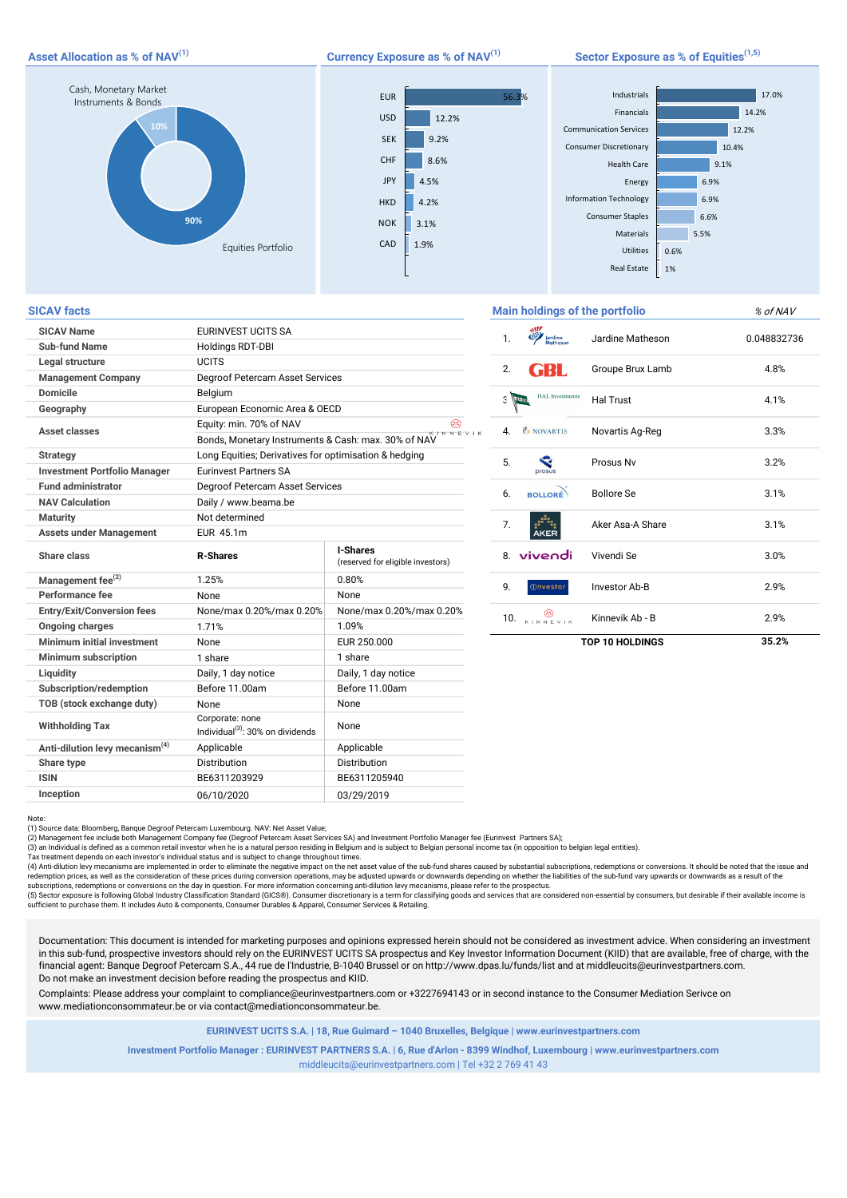## Asset Allocation as % of NAV[1]

Cash, Monetary Market Instruments & Bonds
10%
90%
Equities Portfolio

## Currency Exposure as % of NAV[1]

EUR 56.3%
USD 12.2%
SEK 9.2%
CHF 8.6%
JPY 4.5%
HKD 4.2%
NOK 3.1%
CAD 1.9%

## Sector Exposure as % of Equities[1,5]

Industrials 17.0%
Financials 14.2%
Communication Services 12.2%
Consumer Discretionary 10.4%
Health Care 9.1%
Energy 6.9%
Information Technology 6.9%
Consumer Staples 6.6%
Materials 5.5%
Utilities 0.6%
Real Estate 1%

## SICAV facts

| | | |
|---|---|---|
| **SICAV Name** | EURINVEST UCITS SA | |
| **Sub-fund Name** | Holdings RDT-DBI | |
| **Legal structure** | UCITS | |
| **Management Company** | Degroof Petercam Asset Services | |
| **Domicile** | Belgium | |
| **Geography** | European Economic Area & OECD | |
| **Asset classes** | Equity: min. 70% of NAV<br>Bonds, Monetary Instruments & Cash: max. 30% of NAV | |
| **Strategy** | Long Equities; Derivatives for optimisation & hedging | |
| **Investment Portfolio Manager** | Eurinvest Partners SA | |
| **Fund administrator** | Degroof Petercam Asset Services | |
| **NAV Calculation** | Daily / www.beama.be | |
| **Maturity** | Not determined | |
| **Assets under Management** | EUR 45.1m | |
| **Share class** | **R-Shares** | **I-Shares** (reserved for eligible investors) |
| **Management fee**[2] | 1.25% | 0.80% |
| **Performance fee** | None | None |
| **Entry/Exit/Conversion fees** | None/max 0.20%/max 0.20% | None/max 0.20%/max 0.20% |
| **Ongoing charges** | 1.71% | 1.09% |
| **Minimum initial investment** | None | EUR 250.000 |
| **Minimum subscription** | 1 share | 1 share |
| **Liquidity** | Daily, 1 day notice | Daily, 1 day notice |
| **Subscription/redemption** | Before 11.00am | Before 11.00am |
| **TOB (stock exchange duty)** | None | None |
| **Withholding Tax** | Corporate: none<br>Individual[3]: 30% on dividends | None |
| **Anti-dilution levy mecanism**[4] | Applicable | Applicable |
| **Share type** | Distribution | Distribution |
| **ISIN** | BE6311203929 | BE6311205940 |
| **Inception** | 06/10/2020 | 03/29/2019 |

## Main holdings of the portfolio

| | | *% of NAV* |
|---|---|---|
| 1. | Jardine Matheson | 0.048832736 |
| 2. | Groupe Brux Lamb | 4.8% |
| 3. | Hal Trust | 4.1% |
| 4. | Novartis Ag-Reg | 3.3% |
| 5. | Prosus Nv | 3.2% |
| 6. | Bollore Se | 3.1% |
| 7. | Aker Asa-A Share | 3.1% |
| 8. | Vivendi Se | 3.0% |
| 9. | Investor Ab-B | 2.9% |
| 10. | Kinnevik Ab - B | 2.9% |
| | **TOP 10 HOLDINGS** | **35.2%** |

Note:
(1) Source data: Bloomberg, Banque Degroof Petercam Luxembourg. NAV: Net Asset Value;
(2) Management fee include both Management Company fee (Degroof Petercam Asset Services SA) and Investment Portfolio Manager fee (Eurinvest Partners SA);
(3) an Individual is defined as a common retail investor when he is a natural person residing in Belgium and is subject to Belgian personal income tax (in opposition to belgian legal entities).
Tax treatment depends on each investor's individual status and is subject to change throughout times.
(4) Anti-dilution levy mecanisms are implemented in order to eliminate the negative impact on the net asset value of the sub-fund shares caused by substantial subscriptions, redemptions or conversions. It should be noted that the issue and redemption prices, as well as the consideration of these prices during conversion operations, may be adjusted upwards or downwards depending on whether the liabilities of the sub-fund vary upwards or downwards as a result of the subscriptions, redemptions or conversions on the day in question. For more information concerning anti-dilution levy mecanisms, please refer to the prospectus.
(5) Sector exposure is following Global Industry Classification Standard (GICS®). Consumer discretionary is a term for classifying goods and services that are considered non-essential by consumers, but desirable if their available income is sufficient to purchase them. It includes Auto & components, Consumer Durables & Apparel, Consumer Services & Retailing.

Documentation: This document is intended for marketing purposes and opinions expressed herein should not be considered as investment advice. When considering an investment in this sub-fund, prospective investors should rely on the EURINVEST UCITS SA prospectus and Key Investor Information Document (KIID) that are available, free of charge, with the financial agent: Banque Degroof Petercam S.A., 44 rue de l'Industrie, B-1040 Brussel or on http://www.dpas.lu/funds/list and at middleucits@eurinvestpartners.com.
Do not make an investment decision before reading the prospectus and KIID.

Complaints: Please address your complaint to compliance@eurinvestpartners.com or +3227694143 or in second instance to the Consumer Mediation Serivce on www.mediationconsommateur.be or via contact@mediationconsommateur.be.

**EURINVEST UCITS S.A. | 18, Rue Guimard – 1040 Bruxelles, Belgique | www.eurinvestpartners.com**

**Investment Portfolio Manager : EURINVEST PARTNERS S.A. | 6, Rue d'Arlon - 8399 Windhof, Luxembourg | www.eurinvestpartners.com**

middleucits@eurinvestpartners.com | Tel +32 2 769 41 43